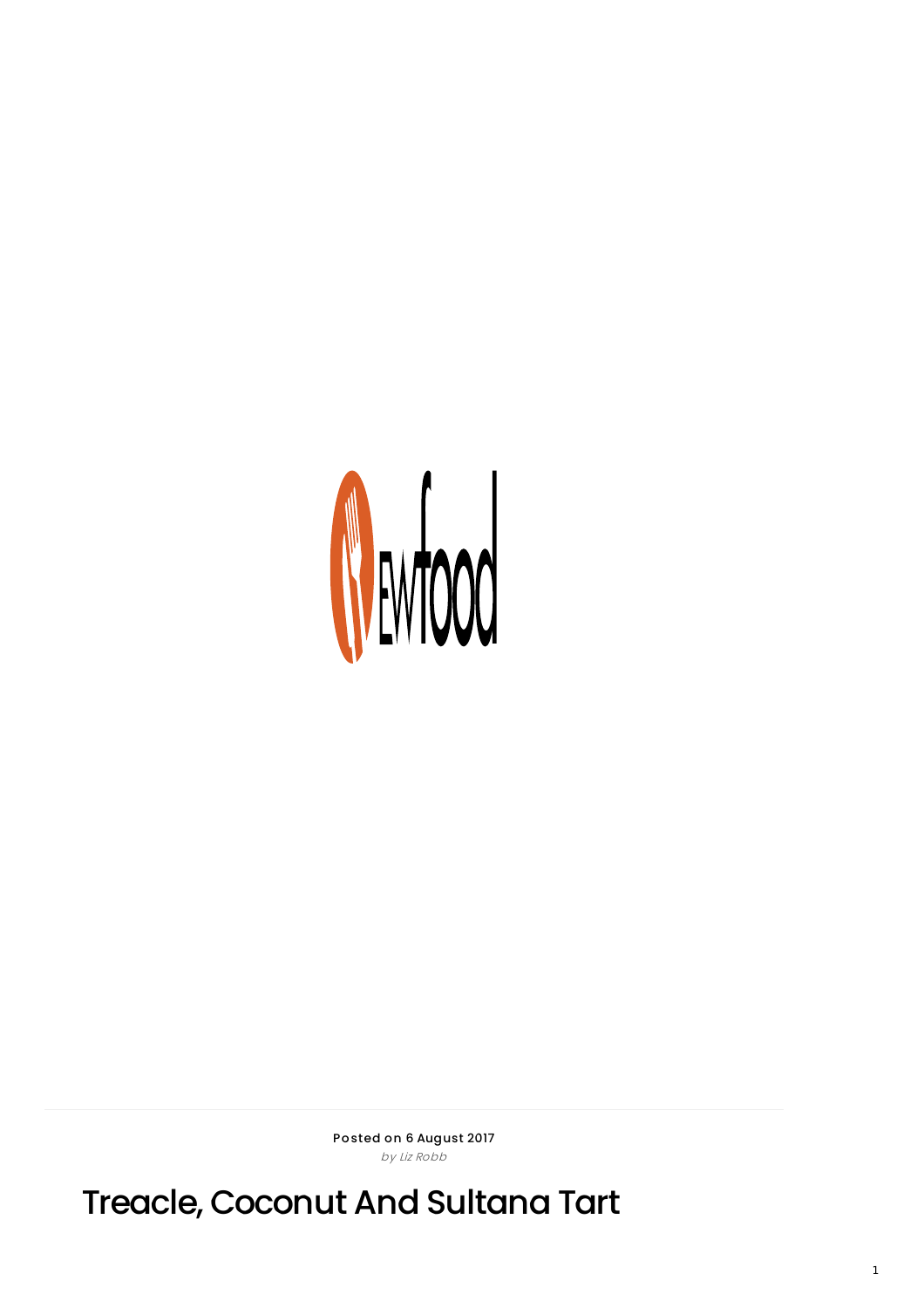Posted on 6 August 2017

*by Liz Robb*

# Treacle, Coconut And Sultana Tart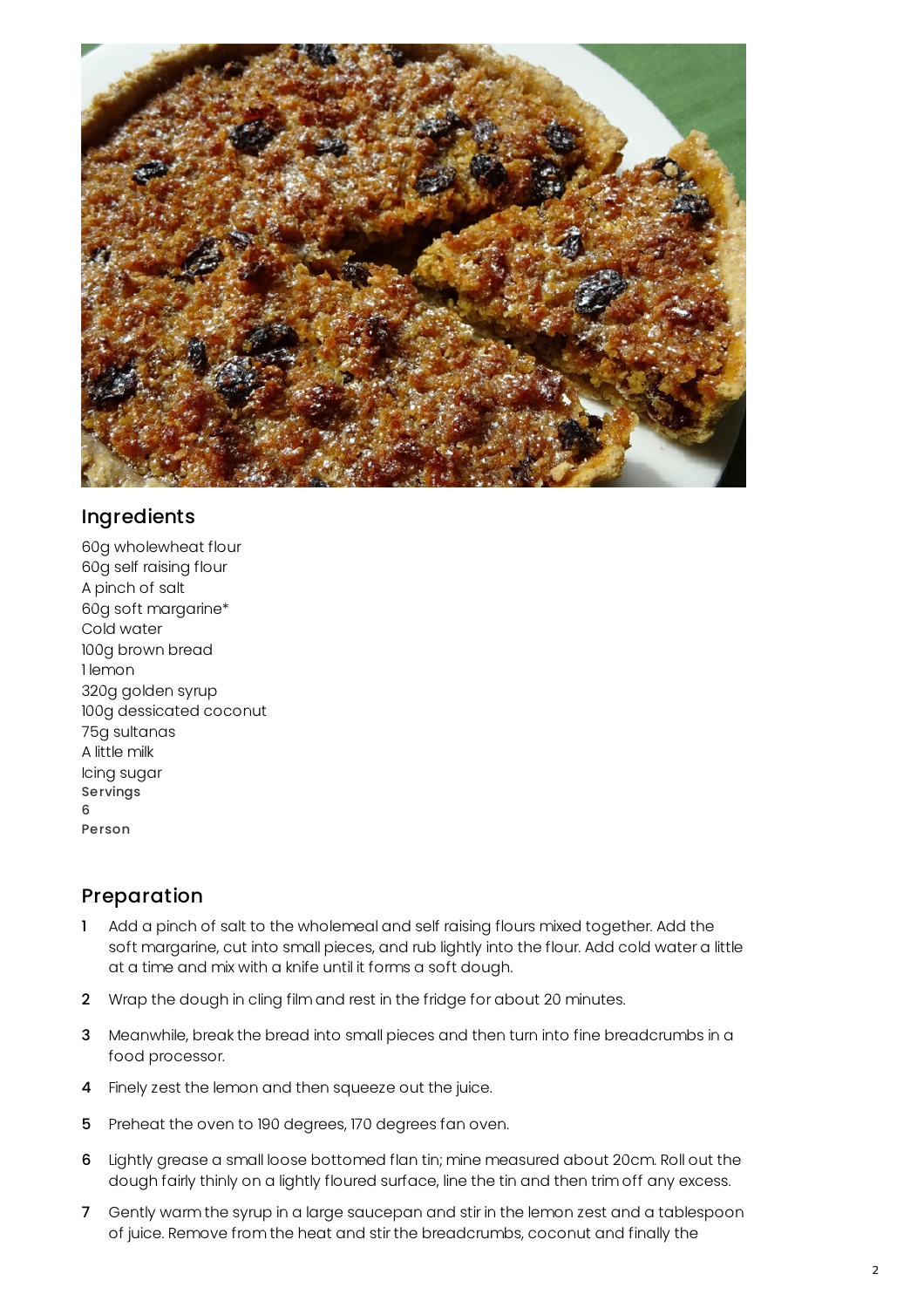## Ingredients

60g wholewheat flour
60g self raising flour
A pinch of salt
60g soft margarine*
Cold water
100g brown bread
1 lemon
320g golden syrup
100g dessicated coconut
75g sultanas
A little milk
Icing sugar

**Servings**
6
**Person**

## Preparation

1. Add a pinch of salt to the wholemeal and self raising flours mixed together. Add the soft margarine, cut into small pieces, and rub lightly into the flour. Add cold water a little at a time and mix with a knife until it forms a soft dough.
2. Wrap the dough in cling film and rest in the fridge for about 20 minutes.
3. Meanwhile, break the bread into small pieces and then turn into fine breadcrumbs in a food processor.
4. Finely zest the lemon and then squeeze out the juice.
5. Preheat the oven to 190 degrees, 170 degrees fan oven.
6. Lightly grease a small loose bottomed flan tin; mine measured about 20cm. Roll out the dough fairly thinly on a lightly floured surface, line the tin and then trim off any excess.
7. Gently warm the syrup in a large saucepan and stir in the lemon zest and a tablespoon of juice. Remove from the heat and stir the breadcrumbs, coconut and finally the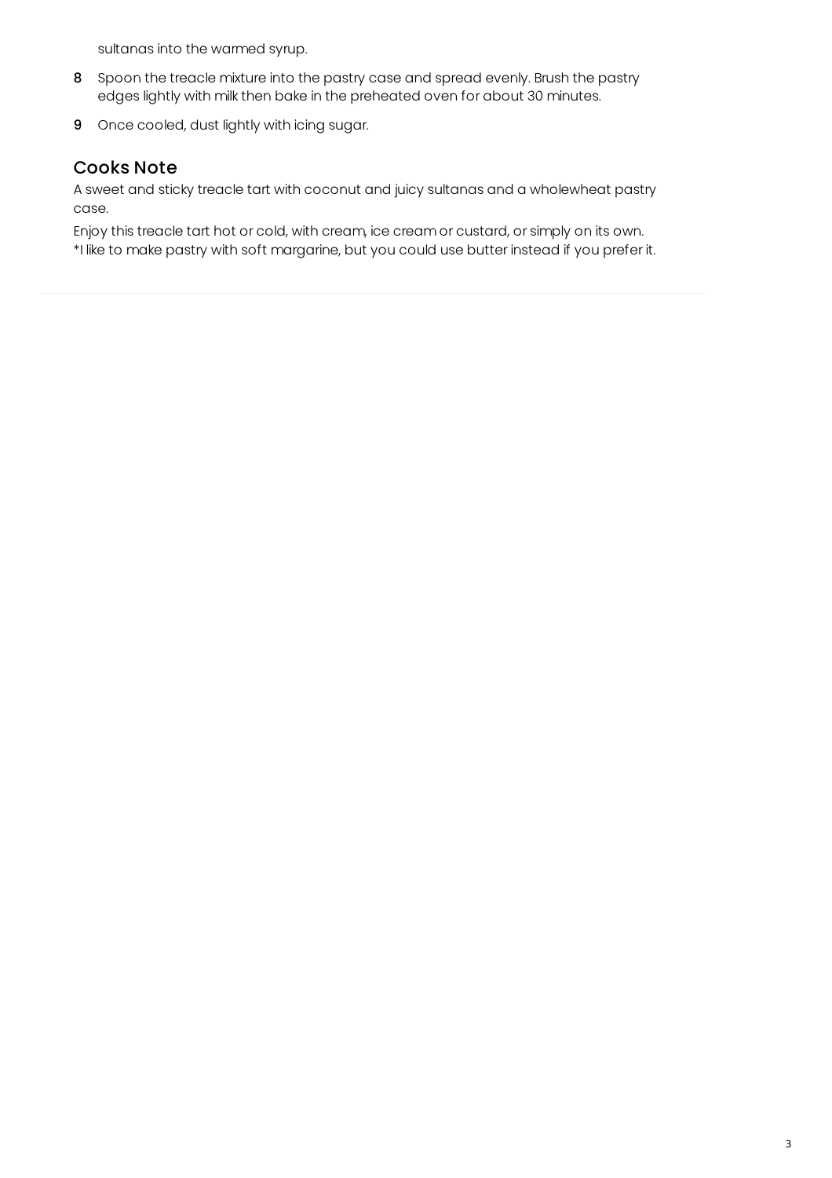sultanas into the warmed syrup.

8. Spoon the treacle mixture into the pastry case and spread evenly. Brush the pastry edges lightly with milk then bake in the preheated oven for about 30 minutes.
9. Once cooled, dust lightly with icing sugar.

## Cooks Note

A sweet and sticky treacle tart with coconut and juicy sultanas and a wholewheat pastry case.

Enjoy this treacle tart hot or cold, with cream, ice cream or custard, or simply on its own.
*I like to make pastry with soft margarine, but you could use butter instead if you prefer it.